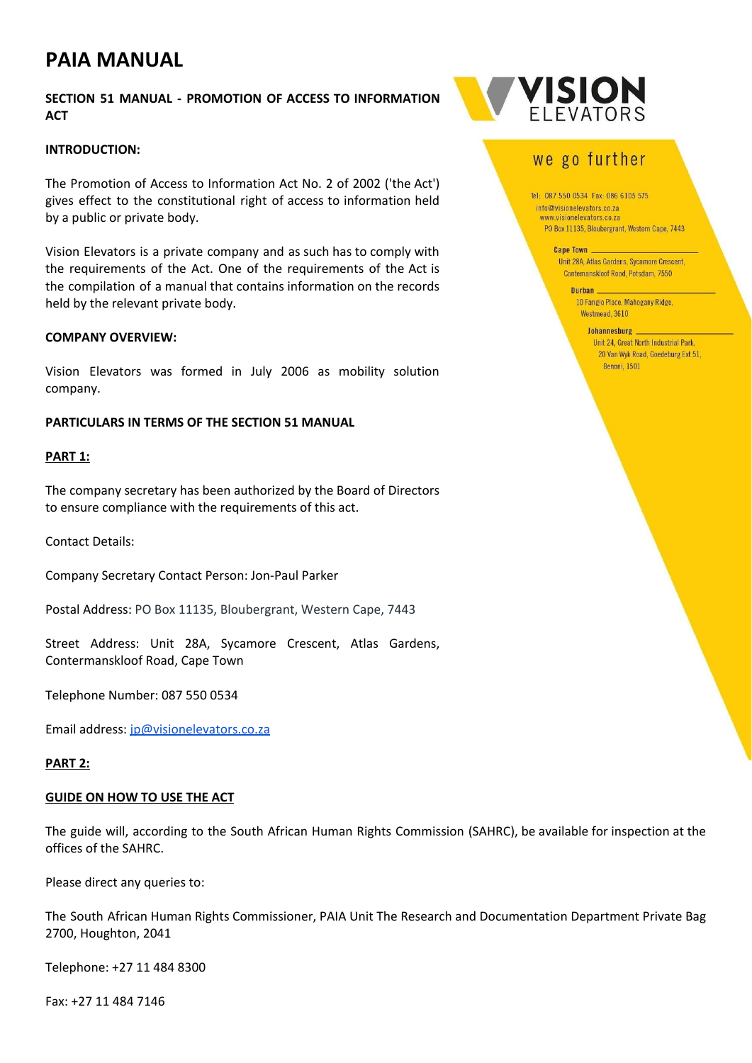# PAIA MANUAL

**SECTION 51 MANUAL - PROMOTION OF ACCESS TO INFORMATION ACT**

VISION ELEVATORS

we go further

Tel: 087 550 0534 Fax: 086 6105 575
info@visionelevators.co.za
www.visionelevators.co.za
PO Box 11135, Bloubergrant, Western Cape, 7443

**Cape Town**
Unit 28A, Atlas Gardens, Sycamore Crescent,
Contermanskloof Road, Potsdam, 7550

**Durban**
10 Fangio Place, Mahogany Ridge,
Westmead, 3610

**Johannesburg**
Unit 24, Great North Industrial Park,
20 Van Wyk Road, Goedeburg Ext 51,
Benoni, 1501

**INTRODUCTION:**

The Promotion of Access to Information Act No. 2 of 2002 ('the Act') gives effect to the constitutional right of access to information held by a public or private body.

Vision Elevators is a private company and as such has to comply with the requirements of the Act. One of the requirements of the Act is the compilation of a manual that contains information on the records held by the relevant private body.

**COMPANY OVERVIEW:**

Vision Elevators was formed in July 2006 as mobility solution company.

**PARTICULARS IN TERMS OF THE SECTION 51 MANUAL**

**PART 1:**

The company secretary has been authorized by the Board of Directors to ensure compliance with the requirements of this act.

Contact Details:

Company Secretary Contact Person: Jon-Paul Parker

Postal Address: PO Box 11135, Bloubergrant, Western Cape, 7443

Street Address: Unit 28A, Sycamore Crescent, Atlas Gardens, Contermanskloof Road, Cape Town

Telephone Number: 087 550 0534

Email address: jp@visionelevators.co.za

**PART 2:**

**GUIDE ON HOW TO USE THE ACT**

The guide will, according to the South African Human Rights Commission (SAHRC), be available for inspection at the offices of the SAHRC.

Please direct any queries to:

The South African Human Rights Commissioner, PAIA Unit The Research and Documentation Department Private Bag 2700, Houghton, 2041

Telephone: +27 11 484 8300

Fax: +27 11 484 7146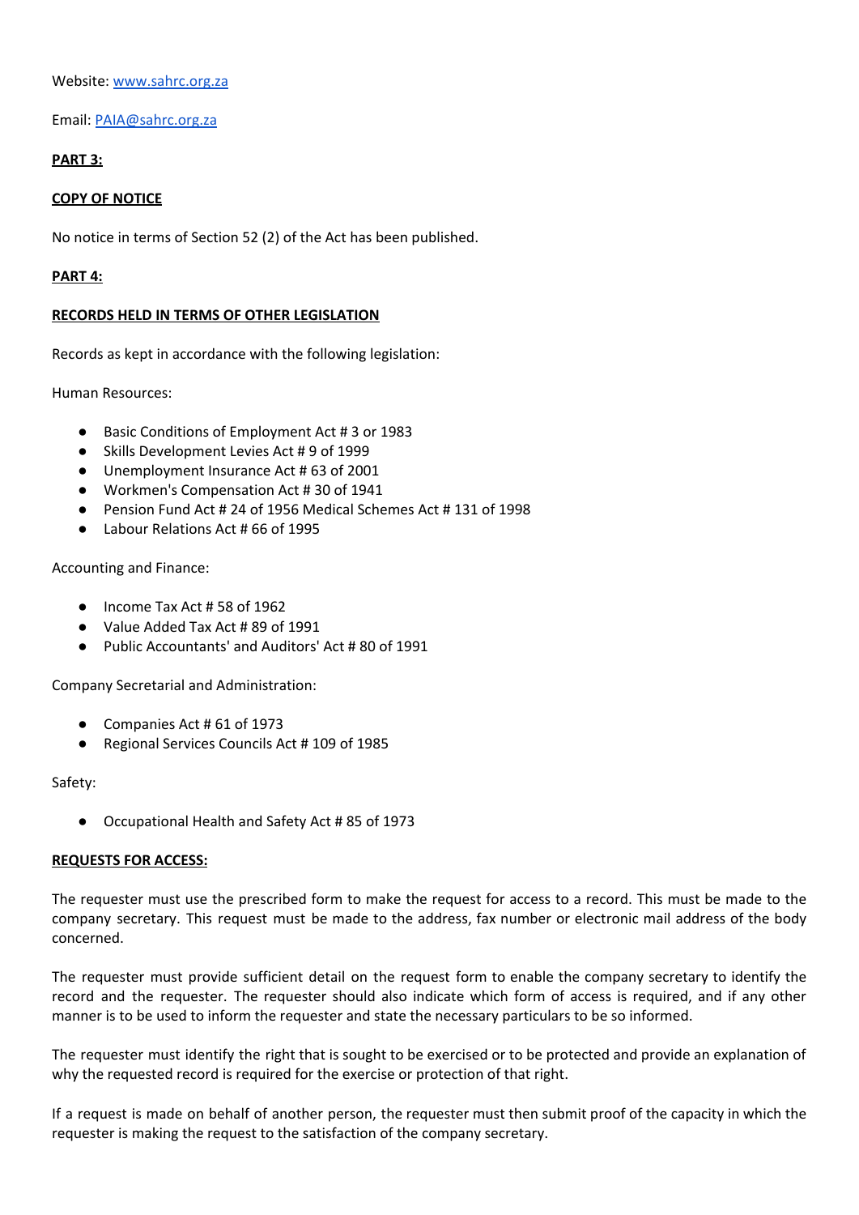Website: www.sahrc.org.za

Email: PAIA@sahrc.org.za

**PART 3:**

**COPY OF NOTICE**

No notice in terms of Section 52 (2) of the Act has been published.

**PART 4:**

**RECORDS HELD IN TERMS OF OTHER LEGISLATION**

Records as kept in accordance with the following legislation:

Human Resources:

- Basic Conditions of Employment Act # 3 or 1983
- Skills Development Levies Act # 9 of 1999
- Unemployment Insurance Act # 63 of 2001
- Workmen's Compensation Act # 30 of 1941
- Pension Fund Act # 24 of 1956 Medical Schemes Act # 131 of 1998
- Labour Relations Act # 66 of 1995

Accounting and Finance:

- Income Tax Act # 58 of 1962
- Value Added Tax Act # 89 of 1991
- Public Accountants' and Auditors' Act # 80 of 1991

Company Secretarial and Administration:

- Companies Act # 61 of 1973
- Regional Services Councils Act # 109 of 1985

Safety:

- Occupational Health and Safety Act # 85 of 1973

**REQUESTS FOR ACCESS:**

The requester must use the prescribed form to make the request for access to a record. This must be made to the company secretary. This request must be made to the address, fax number or electronic mail address of the body concerned.

The requester must provide sufficient detail on the request form to enable the company secretary to identify the record and the requester. The requester should also indicate which form of access is required, and if any other manner is to be used to inform the requester and state the necessary particulars to be so informed.

The requester must identify the right that is sought to be exercised or to be protected and provide an explanation of why the requested record is required for the exercise or protection of that right.

If a request is made on behalf of another person, the requester must then submit proof of the capacity in which the requester is making the request to the satisfaction of the company secretary.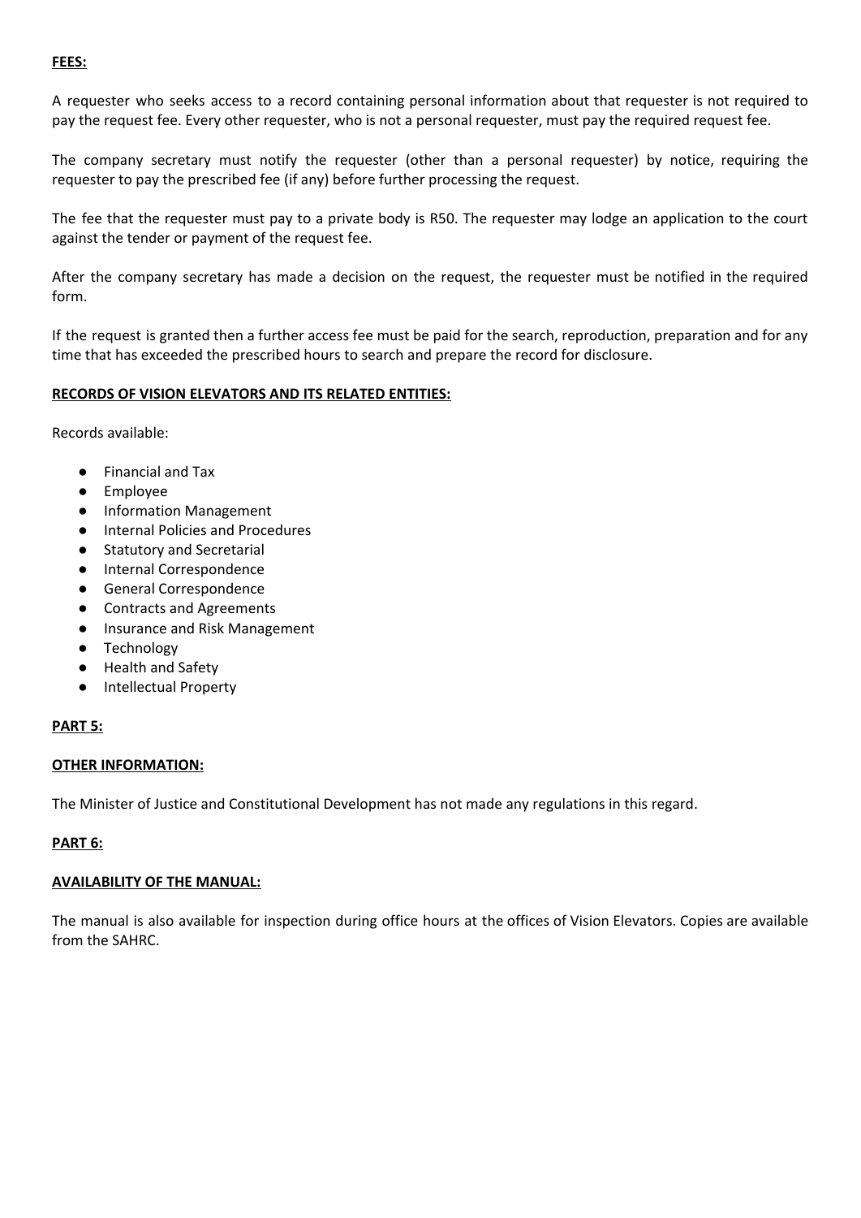**FEES:**

A requester who seeks access to a record containing personal information about that requester is not required to pay the request fee. Every other requester, who is not a personal requester, must pay the required request fee.

The company secretary must notify the requester (other than a personal requester) by notice, requiring the requester to pay the prescribed fee (if any) before further processing the request.

The fee that the requester must pay to a private body is R50. The requester may lodge an application to the court against the tender or payment of the request fee.

After the company secretary has made a decision on the request, the requester must be notified in the required form.

If the request is granted then a further access fee must be paid for the search, reproduction, preparation and for any time that has exceeded the prescribed hours to search and prepare the record for disclosure.

**RECORDS OF VISION ELEVATORS AND ITS RELATED ENTITIES:**

Records available:

- Financial and Tax
- Employee
- Information Management
- Internal Policies and Procedures
- Statutory and Secretarial
- Internal Correspondence
- General Correspondence
- Contracts and Agreements
- Insurance and Risk Management
- Technology
- Health and Safety
- Intellectual Property

**PART 5:**

**OTHER INFORMATION:**

The Minister of Justice and Constitutional Development has not made any regulations in this regard.

**PART 6:**

**AVAILABILITY OF THE MANUAL:**

The manual is also available for inspection during office hours at the offices of Vision Elevators. Copies are available from the SAHRC.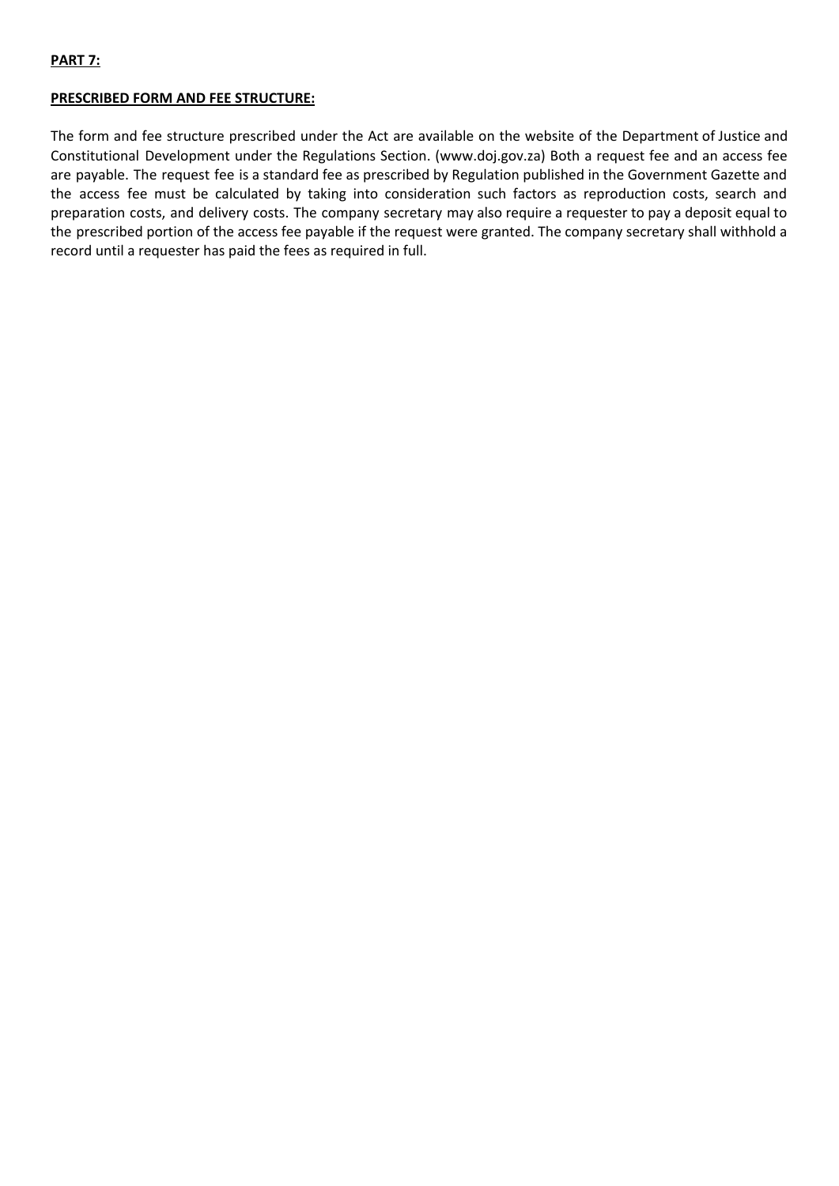**PART 7:**

**PRESCRIBED FORM AND FEE STRUCTURE:**

The form and fee structure prescribed under the Act are available on the website of the Department of Justice and Constitutional Development under the Regulations Section. (www.doj.gov.za) Both a request fee and an access fee are payable. The request fee is a standard fee as prescribed by Regulation published in the Government Gazette and the access fee must be calculated by taking into consideration such factors as reproduction costs, search and preparation costs, and delivery costs. The company secretary may also require a requester to pay a deposit equal to the prescribed portion of the access fee payable if the request were granted. The company secretary shall withhold a record until a requester has paid the fees as required in full.